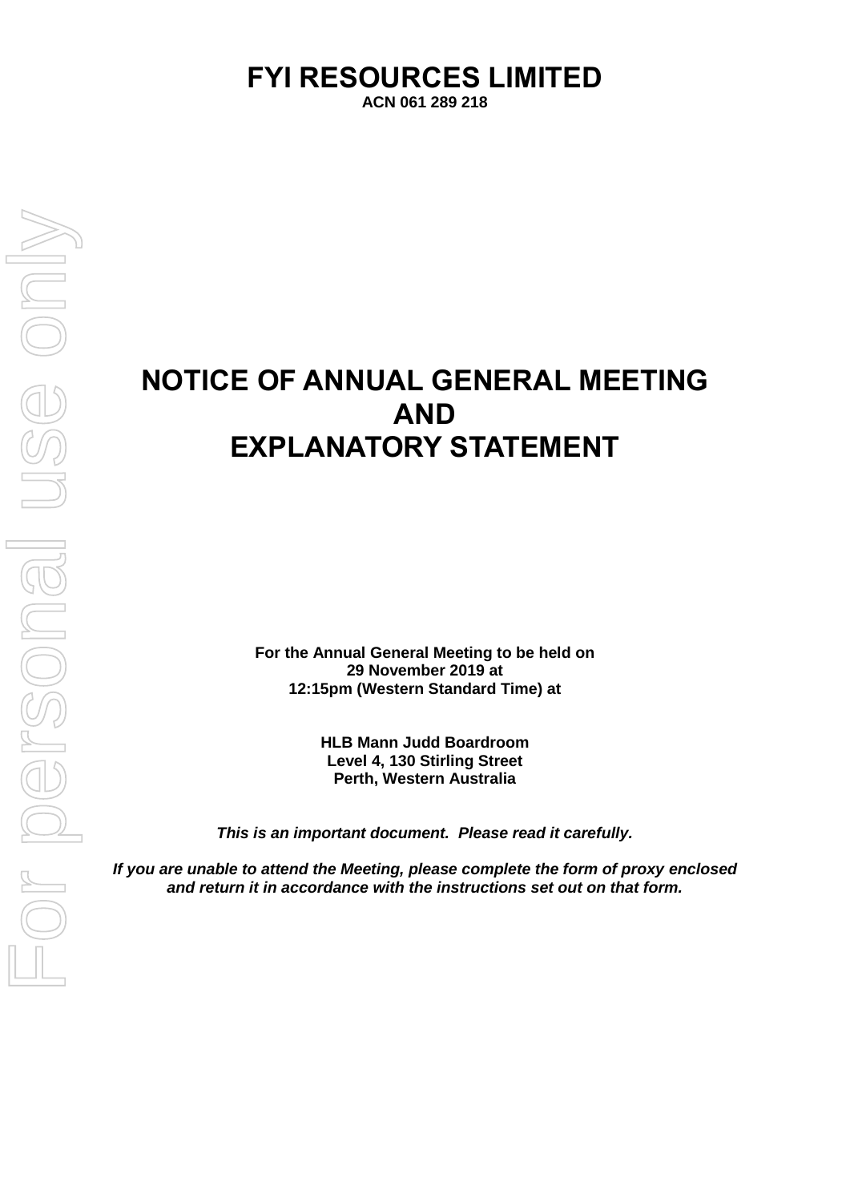# FYI RESOURCES LIMITED

**ACN 061 289 218**

# NOTICE OF ANNUAL GENERAL MEETING AND EXPLANATORY STATEMENT

**For the Annual General Meeting to be held on 29 November 2019 at 12:15pm (Western Standard Time) at**

**HLB Mann Judd Boardroom**
**Level 4, 130 Stirling Street**
**Perth, Western Australia**

***This is an important document. Please read it carefully.***

***If you are unable to attend the Meeting, please complete the form of proxy enclosed and return it in accordance with the instructions set out on that form.***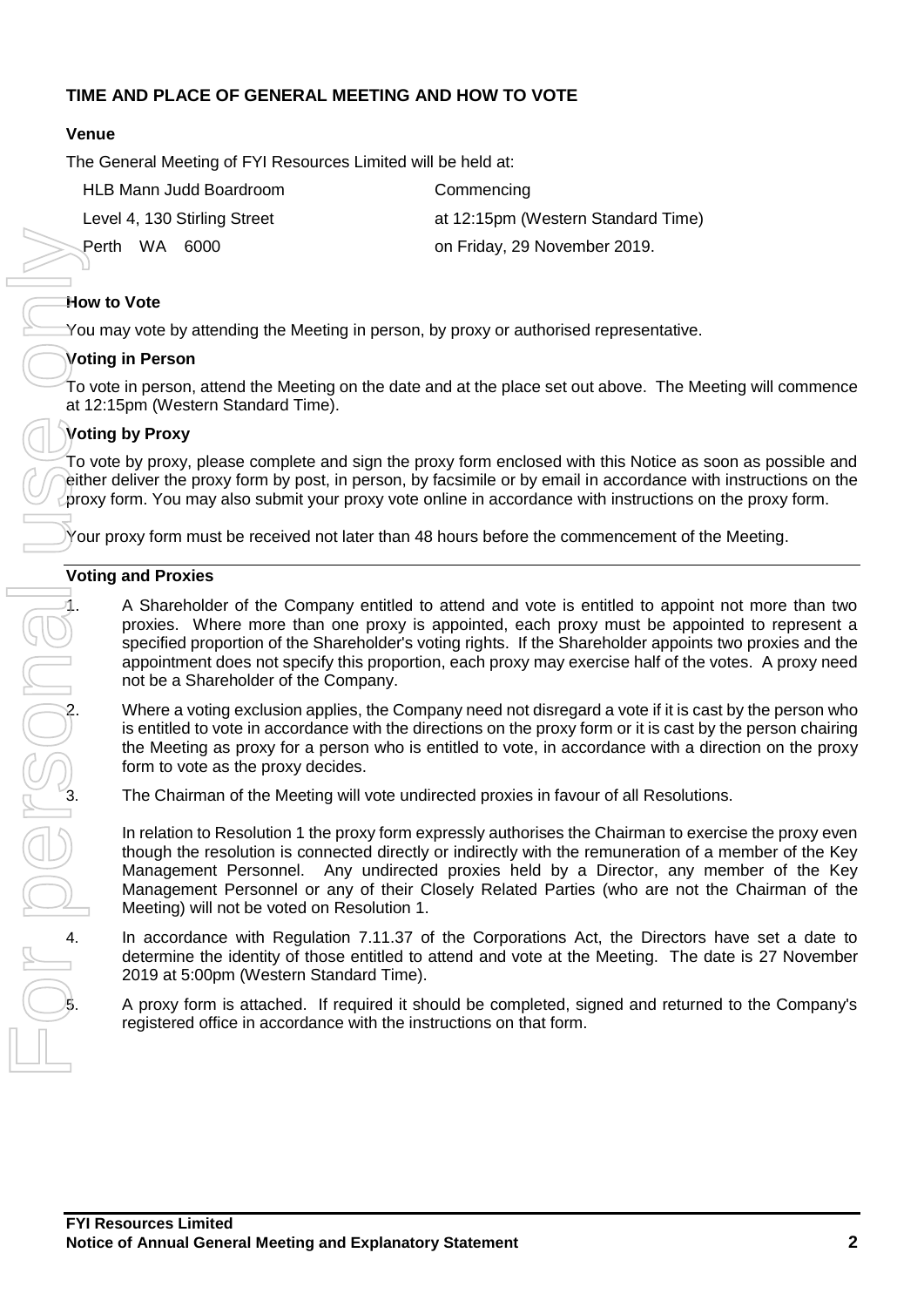## TIME AND PLACE OF GENERAL MEETING AND HOW TO VOTE

### Venue

The General Meeting of FYI Resources Limited will be held at:

HLB Mann Judd Boardroom
Level 4, 130 Stirling Street
Perth WA 6000

Commencing
at 12:15pm (Western Standard Time)
on Friday, 29 November 2019.

### How to Vote

You may vote by attending the Meeting in person, by proxy or authorised representative.

### Voting in Person

To vote in person, attend the Meeting on the date and at the place set out above. The Meeting will commence at 12:15pm (Western Standard Time).

### Voting by Proxy

To vote by proxy, please complete and sign the proxy form enclosed with this Notice as soon as possible and either deliver the proxy form by post, in person, by facsimile or by email in accordance with instructions on the proxy form. You may also submit your proxy vote online in accordance with instructions on the proxy form.

Your proxy form must be received not later than 48 hours before the commencement of the Meeting.

### Voting and Proxies

1. A Shareholder of the Company entitled to attend and vote is entitled to appoint not more than two proxies. Where more than one proxy is appointed, each proxy must be appointed to represent a specified proportion of the Shareholder's voting rights. If the Shareholder appoints two proxies and the appointment does not specify this proportion, each proxy may exercise half of the votes. A proxy need not be a Shareholder of the Company.

2. Where a voting exclusion applies, the Company need not disregard a vote if it is cast by the person who is entitled to vote in accordance with the directions on the proxy form or it is cast by the person chairing the Meeting as proxy for a person who is entitled to vote, in accordance with a direction on the proxy form to vote as the proxy decides.

3. The Chairman of the Meeting will vote undirected proxies in favour of all Resolutions.

   In relation to Resolution 1 the proxy form expressly authorises the Chairman to exercise the proxy even though the resolution is connected directly or indirectly with the remuneration of a member of the Key Management Personnel. Any undirected proxies held by a Director, any member of the Key Management Personnel or any of their Closely Related Parties (who are not the Chairman of the Meeting) will not be voted on Resolution 1.

4. In accordance with Regulation 7.11.37 of the Corporations Act, the Directors have set a date to determine the identity of those entitled to attend and vote at the Meeting. The date is 27 November 2019 at 5:00pm (Western Standard Time).

5. A proxy form is attached. If required it should be completed, signed and returned to the Company's registered office in accordance with the instructions on that form.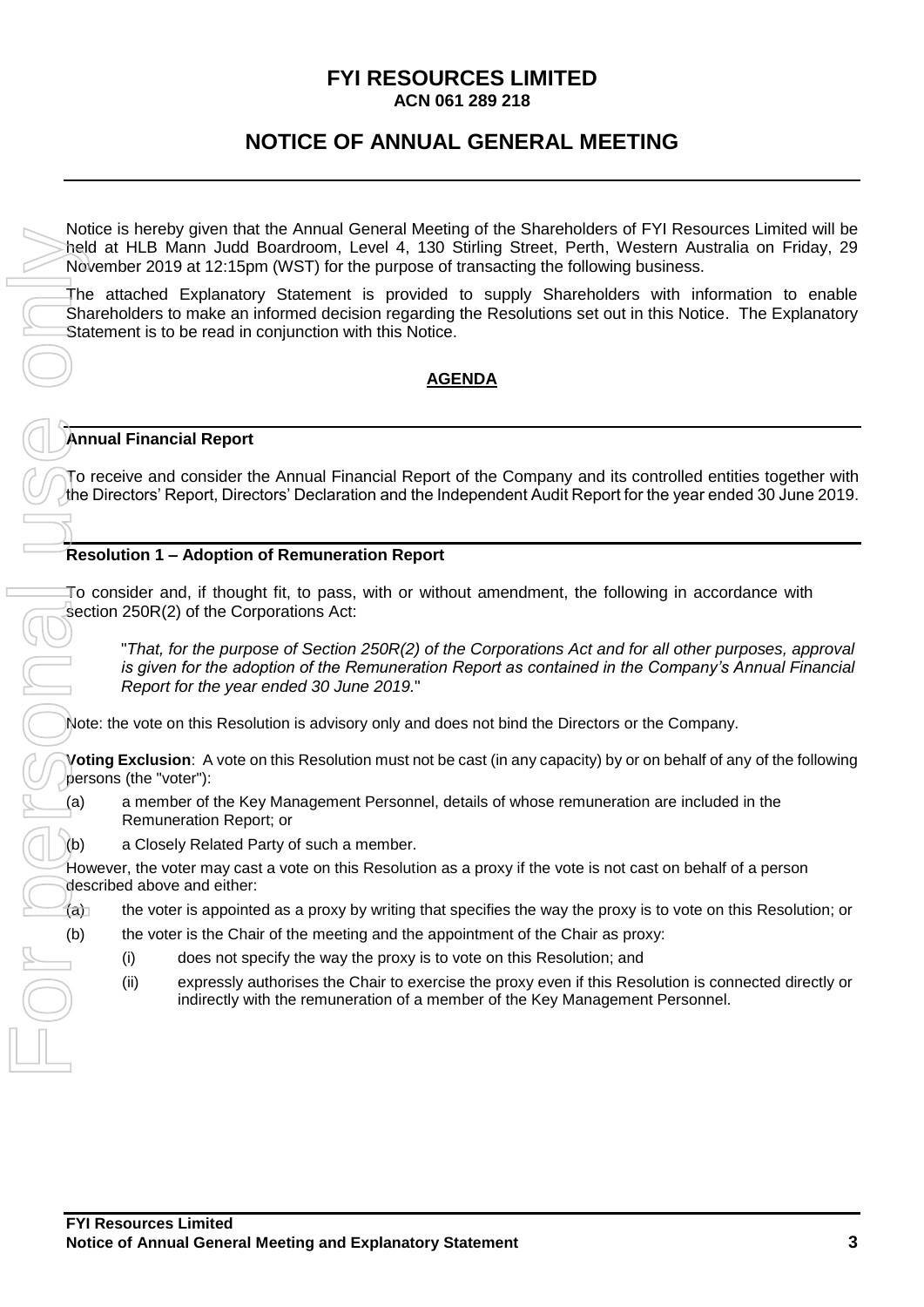# FYI RESOURCES LIMITED

**ACN 061 289 218**

## NOTICE OF ANNUAL GENERAL MEETING

Notice is hereby given that the Annual General Meeting of the Shareholders of FYI Resources Limited will be held at HLB Mann Judd Boardroom, Level 4, 130 Stirling Street, Perth, Western Australia on Friday, 29 November 2019 at 12:15pm (WST) for the purpose of transacting the following business.

The attached Explanatory Statement is provided to supply Shareholders with information to enable Shareholders to make an informed decision regarding the Resolutions set out in this Notice. The Explanatory Statement is to be read in conjunction with this Notice.

## AGENDA

### Annual Financial Report

To receive and consider the Annual Financial Report of the Company and its controlled entities together with the Directors' Report, Directors' Declaration and the Independent Audit Report for the year ended 30 June 2019.

### Resolution 1 – Adoption of Remuneration Report

To consider and, if thought fit, to pass, with or without amendment, the following in accordance with section 250R(2) of the Corporations Act:

> "*That, for the purpose of Section 250R(2) of the Corporations Act and for all other purposes, approval is given for the adoption of the Remuneration Report as contained in the Company's Annual Financial Report for the year ended 30 June 2019.*"

Note: the vote on this Resolution is advisory only and does not bind the Directors or the Company.

**Voting Exclusion**: A vote on this Resolution must not be cast (in any capacity) by or on behalf of any of the following persons (the "voter"):

(a) a member of the Key Management Personnel, details of whose remuneration are included in the Remuneration Report; or

(b) a Closely Related Party of such a member.

However, the voter may cast a vote on this Resolution as a proxy if the vote is not cast on behalf of a person described above and either:

(a) the voter is appointed as a proxy by writing that specifies the way the proxy is to vote on this Resolution; or

(b) the voter is the Chair of the meeting and the appointment of the Chair as proxy:

- (i) does not specify the way the proxy is to vote on this Resolution; and
- (ii) expressly authorises the Chair to exercise the proxy even if this Resolution is connected directly or indirectly with the remuneration of a member of the Key Management Personnel.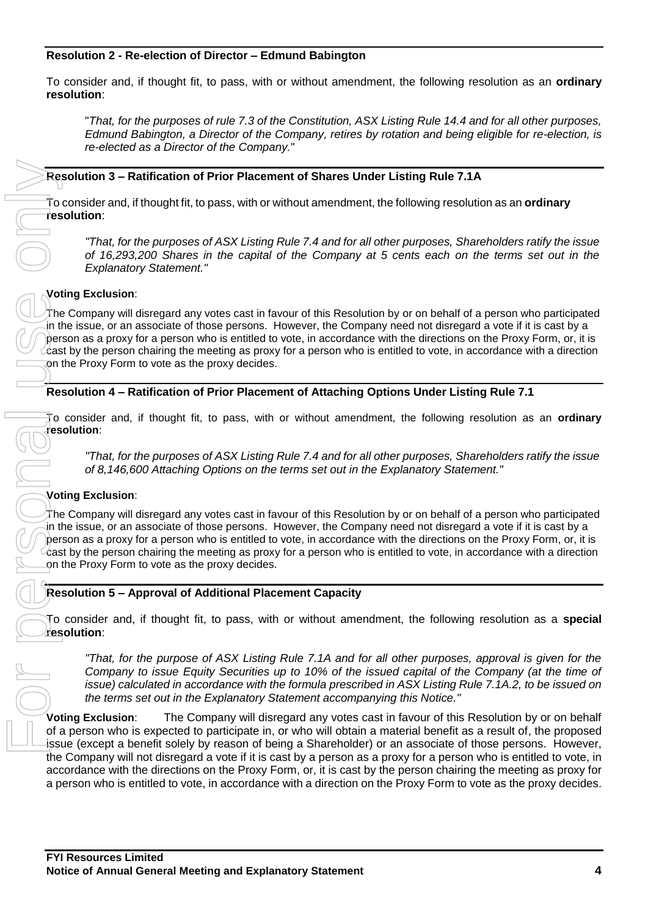**Resolution 2 - Re-election of Director – Edmund Babington**

To consider and, if thought fit, to pass, with or without amendment, the following resolution as an **ordinary resolution**:

> "*That, for the purposes of rule 7.3 of the Constitution, ASX Listing Rule 14.4 and for all other purposes, Edmund Babington, a Director of the Company, retires by rotation and being eligible for re-election, is re-elected as a Director of the Company.*"

**Resolution 3 – Ratification of Prior Placement of Shares Under Listing Rule 7.1A**

To consider and, if thought fit, to pass, with or without amendment, the following resolution as an **ordinary resolution**:

> *"That, for the purposes of ASX Listing Rule 7.4 and for all other purposes, Shareholders ratify the issue of 16,293,200 Shares in the capital of the Company at 5 cents each on the terms set out in the Explanatory Statement."*

**Voting Exclusion**:

The Company will disregard any votes cast in favour of this Resolution by or on behalf of a person who participated in the issue, or an associate of those persons. However, the Company need not disregard a vote if it is cast by a person as a proxy for a person who is entitled to vote, in accordance with the directions on the Proxy Form, or, it is cast by the person chairing the meeting as proxy for a person who is entitled to vote, in accordance with a direction on the Proxy Form to vote as the proxy decides.

**Resolution 4 – Ratification of Prior Placement of Attaching Options Under Listing Rule 7.1**

To consider and, if thought fit, to pass, with or without amendment, the following resolution as an **ordinary resolution**:

> *"That, for the purposes of ASX Listing Rule 7.4 and for all other purposes, Shareholders ratify the issue of 8,146,600 Attaching Options on the terms set out in the Explanatory Statement."*

**Voting Exclusion**:

The Company will disregard any votes cast in favour of this Resolution by or on behalf of a person who participated in the issue, or an associate of those persons. However, the Company need not disregard a vote if it is cast by a person as a proxy for a person who is entitled to vote, in accordance with the directions on the Proxy Form, or, it is cast by the person chairing the meeting as proxy for a person who is entitled to vote, in accordance with a direction on the Proxy Form to vote as the proxy decides.

**Resolution 5 – Approval of Additional Placement Capacity**

To consider and, if thought fit, to pass, with or without amendment, the following resolution as a **special resolution**:

> *"That, for the purpose of ASX Listing Rule 7.1A and for all other purposes, approval is given for the Company to issue Equity Securities up to 10% of the issued capital of the Company (at the time of issue) calculated in accordance with the formula prescribed in ASX Listing Rule 7.1A.2, to be issued on the terms set out in the Explanatory Statement accompanying this Notice."*

**Voting Exclusion**: The Company will disregard any votes cast in favour of this Resolution by or on behalf of a person who is expected to participate in, or who will obtain a material benefit as a result of, the proposed issue (except a benefit solely by reason of being a Shareholder) or an associate of those persons. However, the Company will not disregard a vote if it is cast by a person as a proxy for a person who is entitled to vote, in accordance with the directions on the Proxy Form, or, it is cast by the person chairing the meeting as proxy for a person who is entitled to vote, in accordance with a direction on the Proxy Form to vote as the proxy decides.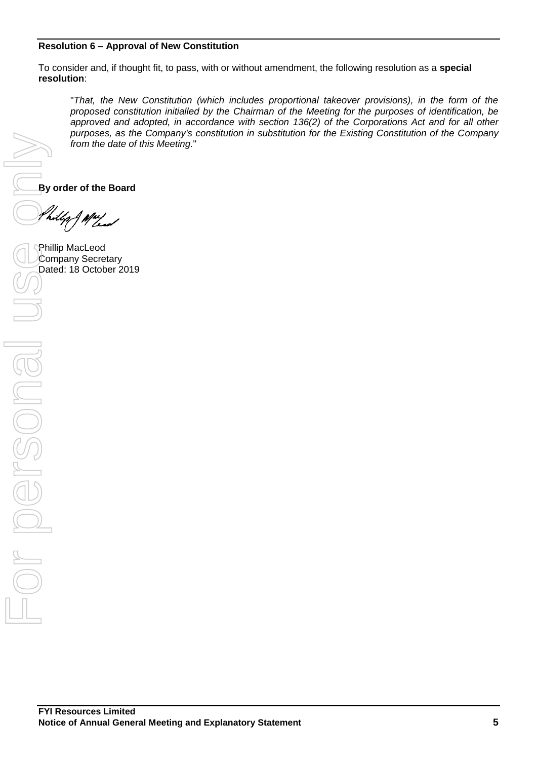**Resolution 6 – Approval of New Constitution**

To consider and, if thought fit, to pass, with or without amendment, the following resolution as a **special resolution**:

> "*That, the New Constitution (which includes proportional takeover provisions), in the form of the proposed constitution initialled by the Chairman of the Meeting for the purposes of identification, be approved and adopted, in accordance with section 136(2) of the Corporations Act and for all other purposes, as the Company's constitution in substitution for the Existing Constitution of the Company from the date of this Meeting.*"

**By order of the Board**

Phillip MacLeod
Company Secretary
Dated: 18 October 2019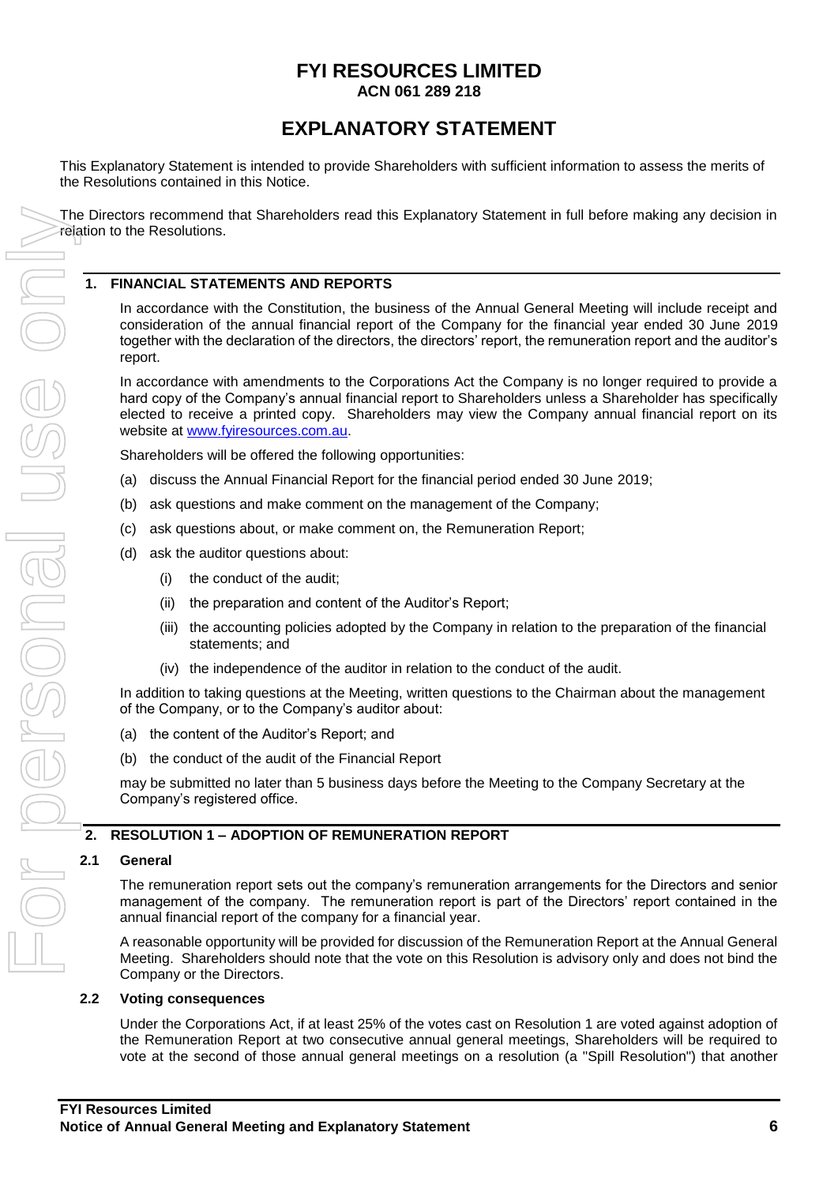# FYI RESOURCES LIMITED

**ACN 061 289 218**

# EXPLANATORY STATEMENT

This Explanatory Statement is intended to provide Shareholders with sufficient information to assess the merits of the Resolutions contained in this Notice.

The Directors recommend that Shareholders read this Explanatory Statement in full before making any decision in relation to the Resolutions.

## 1. FINANCIAL STATEMENTS AND REPORTS

In accordance with the Constitution, the business of the Annual General Meeting will include receipt and consideration of the annual financial report of the Company for the financial year ended 30 June 2019 together with the declaration of the directors, the directors' report, the remuneration report and the auditor's report.

In accordance with amendments to the Corporations Act the Company is no longer required to provide a hard copy of the Company's annual financial report to Shareholders unless a Shareholder has specifically elected to receive a printed copy. Shareholders may view the Company annual financial report on its website at www.fyiresources.com.au.

Shareholders will be offered the following opportunities:

(a) discuss the Annual Financial Report for the financial period ended 30 June 2019;

(b) ask questions and make comment on the management of the Company;

(c) ask questions about, or make comment on, the Remuneration Report;

(d) ask the auditor questions about:

  (i) the conduct of the audit;

  (ii) the preparation and content of the Auditor's Report;

  (iii) the accounting policies adopted by the Company in relation to the preparation of the financial statements; and

  (iv) the independence of the auditor in relation to the conduct of the audit.

In addition to taking questions at the Meeting, written questions to the Chairman about the management of the Company, or to the Company's auditor about:

(a) the content of the Auditor's Report; and

(b) the conduct of the audit of the Financial Report

may be submitted no later than 5 business days before the Meeting to the Company Secretary at the Company's registered office.

## 2. RESOLUTION 1 – ADOPTION OF REMUNERATION REPORT

### 2.1 General

The remuneration report sets out the company's remuneration arrangements for the Directors and senior management of the company. The remuneration report is part of the Directors' report contained in the annual financial report of the company for a financial year.

A reasonable opportunity will be provided for discussion of the Remuneration Report at the Annual General Meeting. Shareholders should note that the vote on this Resolution is advisory only and does not bind the Company or the Directors.

### 2.2 Voting consequences

Under the Corporations Act, if at least 25% of the votes cast on Resolution 1 are voted against adoption of the Remuneration Report at two consecutive annual general meetings, Shareholders will be required to vote at the second of those annual general meetings on a resolution (a "Spill Resolution") that another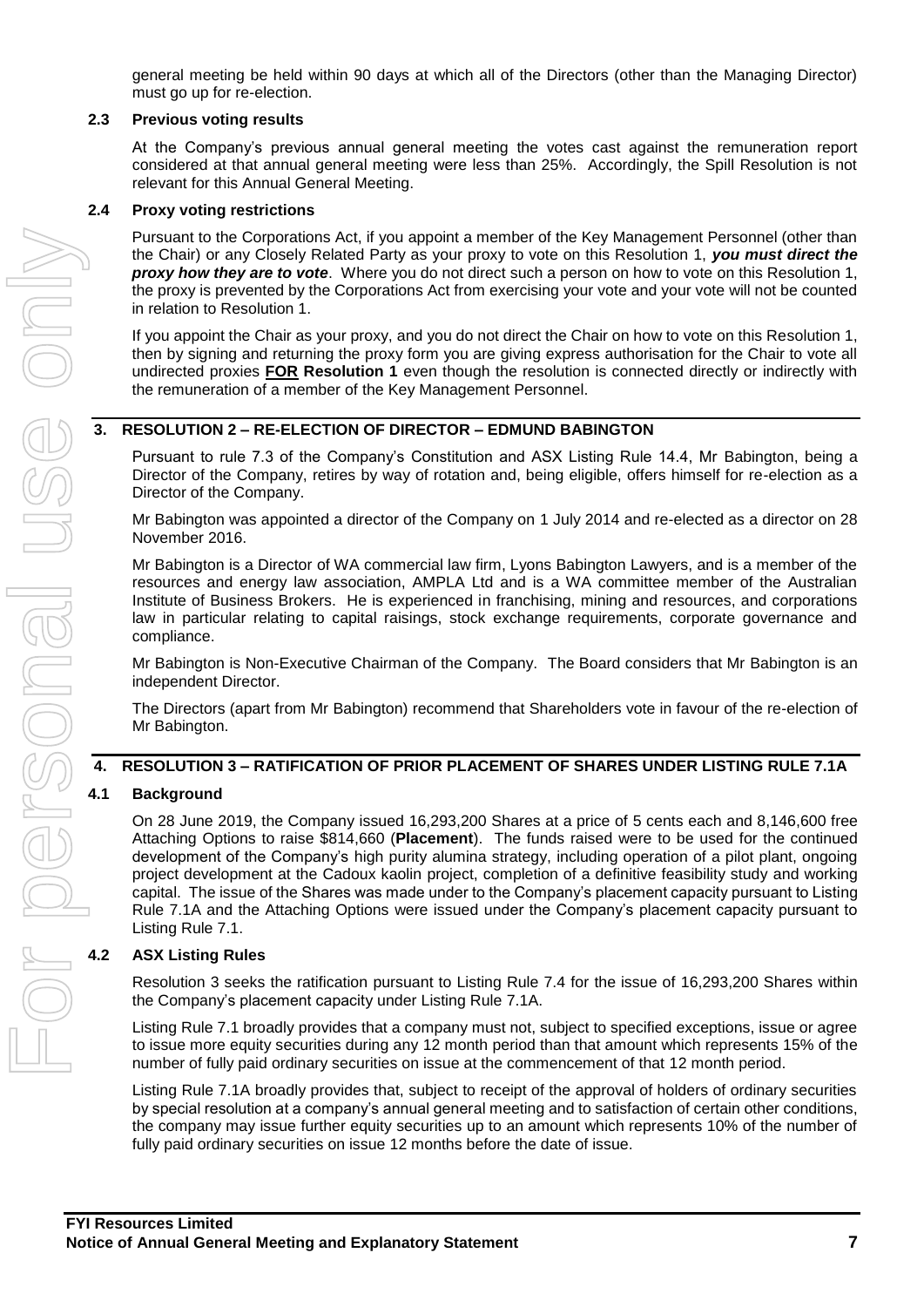general meeting be held within 90 days at which all of the Directors (other than the Managing Director) must go up for re-election.

### 2.3 Previous voting results

At the Company's previous annual general meeting the votes cast against the remuneration report considered at that annual general meeting were less than 25%. Accordingly, the Spill Resolution is not relevant for this Annual General Meeting.

### 2.4 Proxy voting restrictions

Pursuant to the Corporations Act, if you appoint a member of the Key Management Personnel (other than the Chair) or any Closely Related Party as your proxy to vote on this Resolution 1, ***you must direct the proxy how they are to vote***. Where you do not direct such a person on how to vote on this Resolution 1, the proxy is prevented by the Corporations Act from exercising your vote and your vote will not be counted in relation to Resolution 1.

If you appoint the Chair as your proxy, and you do not direct the Chair on how to vote on this Resolution 1, then by signing and returning the proxy form you are giving express authorisation for the Chair to vote all undirected proxies **FOR Resolution 1** even though the resolution is connected directly or indirectly with the remuneration of a member of the Key Management Personnel.

## 3. RESOLUTION 2 – RE-ELECTION OF DIRECTOR – EDMUND BABINGTON

Pursuant to rule 7.3 of the Company's Constitution and ASX Listing Rule 14.4, Mr Babington, being a Director of the Company, retires by way of rotation and, being eligible, offers himself for re-election as a Director of the Company.

Mr Babington was appointed a director of the Company on 1 July 2014 and re-elected as a director on 28 November 2016.

Mr Babington is a Director of WA commercial law firm, Lyons Babington Lawyers, and is a member of the resources and energy law association, AMPLA Ltd and is a WA committee member of the Australian Institute of Business Brokers. He is experienced in franchising, mining and resources, and corporations law in particular relating to capital raisings, stock exchange requirements, corporate governance and compliance.

Mr Babington is Non-Executive Chairman of the Company. The Board considers that Mr Babington is an independent Director.

The Directors (apart from Mr Babington) recommend that Shareholders vote in favour of the re-election of Mr Babington.

## 4. RESOLUTION 3 – RATIFICATION OF PRIOR PLACEMENT OF SHARES UNDER LISTING RULE 7.1A

### 4.1 Background

On 28 June 2019, the Company issued 16,293,200 Shares at a price of 5 cents each and 8,146,600 free Attaching Options to raise $814,660 (**Placement**). The funds raised were to be used for the continued development of the Company's high purity alumina strategy, including operation of a pilot plant, ongoing project development at the Cadoux kaolin project, completion of a definitive feasibility study and working capital. The issue of the Shares was made under to the Company's placement capacity pursuant to Listing Rule 7.1A and the Attaching Options were issued under the Company's placement capacity pursuant to Listing Rule 7.1.

### 4.2 ASX Listing Rules

Resolution 3 seeks the ratification pursuant to Listing Rule 7.4 for the issue of 16,293,200 Shares within the Company's placement capacity under Listing Rule 7.1A.

Listing Rule 7.1 broadly provides that a company must not, subject to specified exceptions, issue or agree to issue more equity securities during any 12 month period than that amount which represents 15% of the number of fully paid ordinary securities on issue at the commencement of that 12 month period.

Listing Rule 7.1A broadly provides that, subject to receipt of the approval of holders of ordinary securities by special resolution at a company's annual general meeting and to satisfaction of certain other conditions, the company may issue further equity securities up to an amount which represents 10% of the number of fully paid ordinary securities on issue 12 months before the date of issue.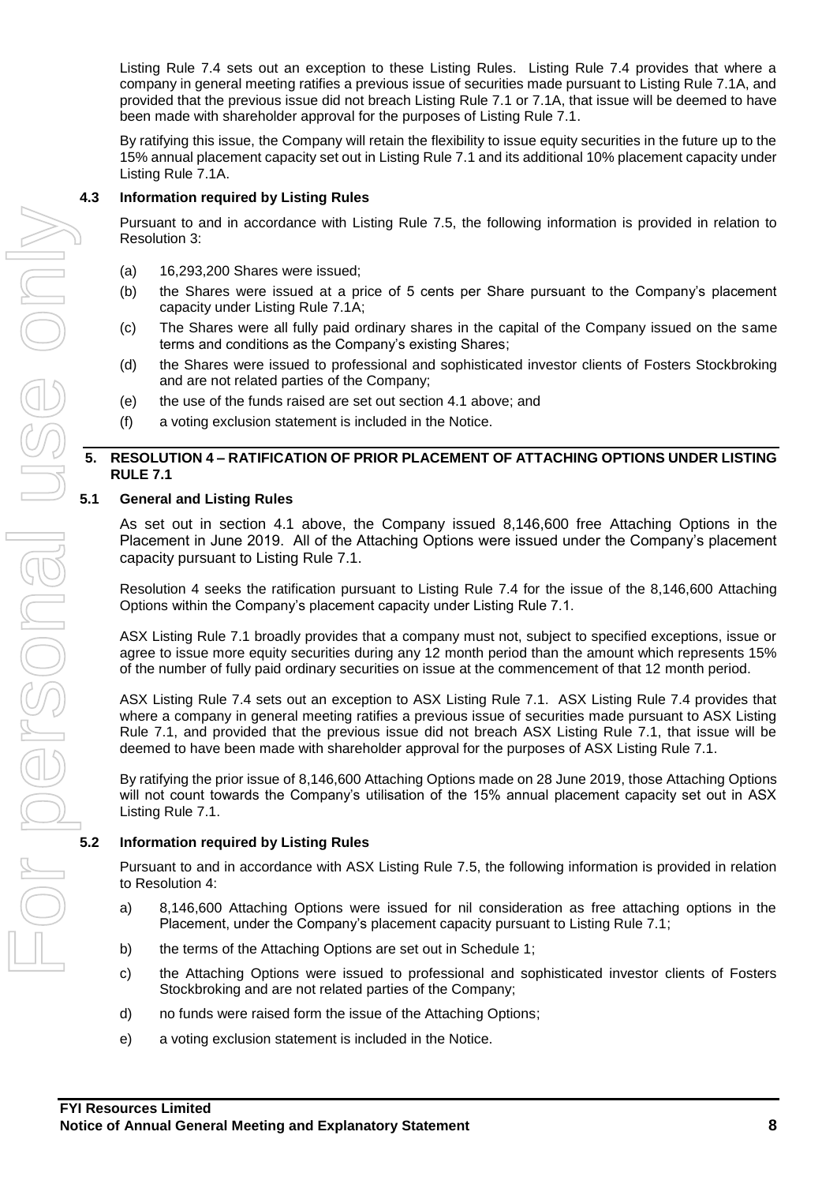Listing Rule 7.4 sets out an exception to these Listing Rules. Listing Rule 7.4 provides that where a company in general meeting ratifies a previous issue of securities made pursuant to Listing Rule 7.1A, and provided that the previous issue did not breach Listing Rule 7.1 or 7.1A, that issue will be deemed to have been made with shareholder approval for the purposes of Listing Rule 7.1.

By ratifying this issue, the Company will retain the flexibility to issue equity securities in the future up to the 15% annual placement capacity set out in Listing Rule 7.1 and its additional 10% placement capacity under Listing Rule 7.1A.

### 4.3 Information required by Listing Rules

Pursuant to and in accordance with Listing Rule 7.5, the following information is provided in relation to Resolution 3:

(a) 16,293,200 Shares were issued;

(b) the Shares were issued at a price of 5 cents per Share pursuant to the Company's placement capacity under Listing Rule 7.1A;

(c) The Shares were all fully paid ordinary shares in the capital of the Company issued on the same terms and conditions as the Company's existing Shares;

(d) the Shares were issued to professional and sophisticated investor clients of Fosters Stockbroking and are not related parties of the Company;

(e) the use of the funds raised are set out section 4.1 above; and

(f) a voting exclusion statement is included in the Notice.

## 5. RESOLUTION 4 – RATIFICATION OF PRIOR PLACEMENT OF ATTACHING OPTIONS UNDER LISTING RULE 7.1

### 5.1 General and Listing Rules

As set out in section 4.1 above, the Company issued 8,146,600 free Attaching Options in the Placement in June 2019. All of the Attaching Options were issued under the Company's placement capacity pursuant to Listing Rule 7.1.

Resolution 4 seeks the ratification pursuant to Listing Rule 7.4 for the issue of the 8,146,600 Attaching Options within the Company's placement capacity under Listing Rule 7.1.

ASX Listing Rule 7.1 broadly provides that a company must not, subject to specified exceptions, issue or agree to issue more equity securities during any 12 month period than the amount which represents 15% of the number of fully paid ordinary securities on issue at the commencement of that 12 month period.

ASX Listing Rule 7.4 sets out an exception to ASX Listing Rule 7.1. ASX Listing Rule 7.4 provides that where a company in general meeting ratifies a previous issue of securities made pursuant to ASX Listing Rule 7.1, and provided that the previous issue did not breach ASX Listing Rule 7.1, that issue will be deemed to have been made with shareholder approval for the purposes of ASX Listing Rule 7.1.

By ratifying the prior issue of 8,146,600 Attaching Options made on 28 June 2019, those Attaching Options will not count towards the Company's utilisation of the 15% annual placement capacity set out in ASX Listing Rule 7.1.

### 5.2 Information required by Listing Rules

Pursuant to and in accordance with ASX Listing Rule 7.5, the following information is provided in relation to Resolution 4:

a) 8,146,600 Attaching Options were issued for nil consideration as free attaching options in the Placement, under the Company's placement capacity pursuant to Listing Rule 7.1;

b) the terms of the Attaching Options are set out in Schedule 1;

c) the Attaching Options were issued to professional and sophisticated investor clients of Fosters Stockbroking and are not related parties of the Company;

d) no funds were raised form the issue of the Attaching Options;

e) a voting exclusion statement is included in the Notice.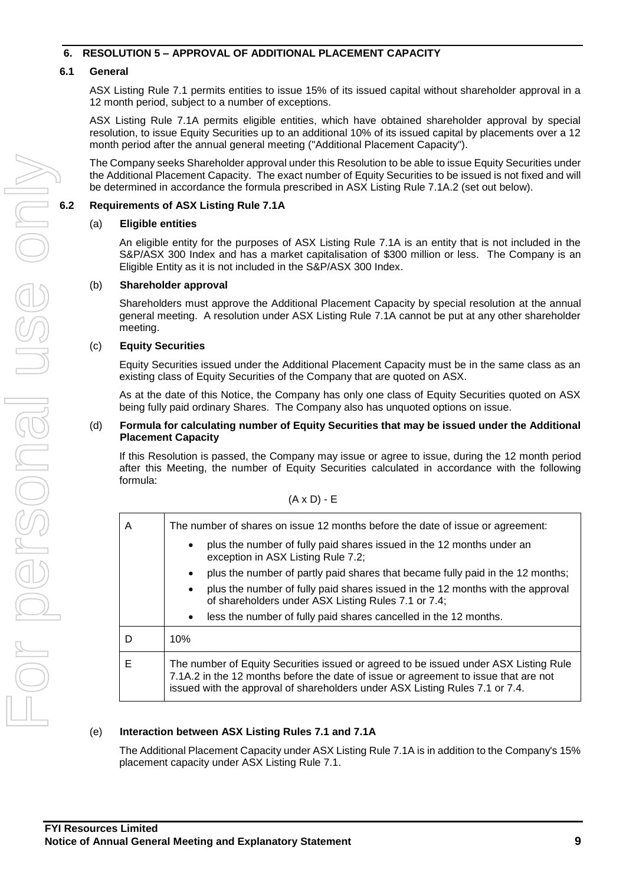## 6. RESOLUTION 5 – APPROVAL OF ADDITIONAL PLACEMENT CAPACITY

### 6.1 General

ASX Listing Rule 7.1 permits entities to issue 15% of its issued capital without shareholder approval in a 12 month period, subject to a number of exceptions.

ASX Listing Rule 7.1A permits eligible entities, which have obtained shareholder approval by special resolution, to issue Equity Securities up to an additional 10% of its issued capital by placements over a 12 month period after the annual general meeting ("Additional Placement Capacity").

The Company seeks Shareholder approval under this Resolution to be able to issue Equity Securities under the Additional Placement Capacity. The exact number of Equity Securities to be issued is not fixed and will be determined in accordance the formula prescribed in ASX Listing Rule 7.1A.2 (set out below).

### 6.2 Requirements of ASX Listing Rule 7.1A

(a) **Eligible entities**

An eligible entity for the purposes of ASX Listing Rule 7.1A is an entity that is not included in the S&P/ASX 300 Index and has a market capitalisation of $300 million or less. The Company is an Eligible Entity as it is not included in the S&P/ASX 300 Index.

(b) **Shareholder approval**

Shareholders must approve the Additional Placement Capacity by special resolution at the annual general meeting. A resolution under ASX Listing Rule 7.1A cannot be put at any other shareholder meeting.

(c) **Equity Securities**

Equity Securities issued under the Additional Placement Capacity must be in the same class as an existing class of Equity Securities of the Company that are quoted on ASX.

As at the date of this Notice, the Company has only one class of Equity Securities quoted on ASX being fully paid ordinary Shares. The Company also has unquoted options on issue.

(d) **Formula for calculating number of Equity Securities that may be issued under the Additional Placement Capacity**

If this Resolution is passed, the Company may issue or agree to issue, during the 12 month period after this Meeting, the number of Equity Securities calculated in accordance with the following formula:

$$(A \times D) - E$$

| | |
|---|---|
| A | The number of shares on issue 12 months before the date of issue or agreement:<br>• plus the number of fully paid shares issued in the 12 months under an exception in ASX Listing Rule 7.2;<br>• plus the number of partly paid shares that became fully paid in the 12 months;<br>• plus the number of fully paid shares issued in the 12 months with the approval of shareholders under ASX Listing Rules 7.1 or 7.4;<br>• less the number of fully paid shares cancelled in the 12 months. |
| D | 10% |
| E | The number of Equity Securities issued or agreed to be issued under ASX Listing Rule 7.1A.2 in the 12 months before the date of issue or agreement to issue that are not issued with the approval of shareholders under ASX Listing Rules 7.1 or 7.4. |

(e) **Interaction between ASX Listing Rules 7.1 and 7.1A**

The Additional Placement Capacity under ASX Listing Rule 7.1A is in addition to the Company's 15% placement capacity under ASX Listing Rule 7.1.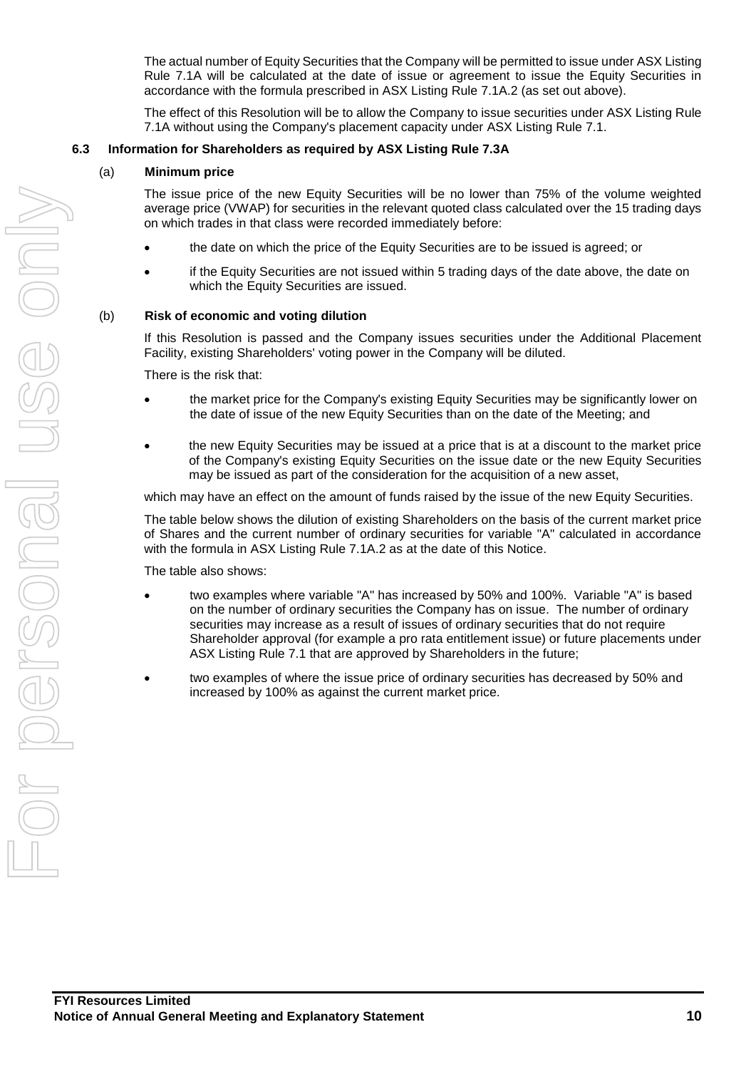The actual number of Equity Securities that the Company will be permitted to issue under ASX Listing Rule 7.1A will be calculated at the date of issue or agreement to issue the Equity Securities in accordance with the formula prescribed in ASX Listing Rule 7.1A.2 (as set out above).

The effect of this Resolution will be to allow the Company to issue securities under ASX Listing Rule 7.1A without using the Company's placement capacity under ASX Listing Rule 7.1.

### 6.3 Information for Shareholders as required by ASX Listing Rule 7.3A

**(a) Minimum price**

The issue price of the new Equity Securities will be no lower than 75% of the volume weighted average price (VWAP) for securities in the relevant quoted class calculated over the 15 trading days on which trades in that class were recorded immediately before:

- the date on which the price of the Equity Securities are to be issued is agreed; or
- if the Equity Securities are not issued within 5 trading days of the date above, the date on which the Equity Securities are issued.

**(b) Risk of economic and voting dilution**

If this Resolution is passed and the Company issues securities under the Additional Placement Facility, existing Shareholders' voting power in the Company will be diluted.

There is the risk that:

- the market price for the Company's existing Equity Securities may be significantly lower on the date of issue of the new Equity Securities than on the date of the Meeting; and
- the new Equity Securities may be issued at a price that is at a discount to the market price of the Company's existing Equity Securities on the issue date or the new Equity Securities may be issued as part of the consideration for the acquisition of a new asset,

which may have an effect on the amount of funds raised by the issue of the new Equity Securities.

The table below shows the dilution of existing Shareholders on the basis of the current market price of Shares and the current number of ordinary securities for variable "A" calculated in accordance with the formula in ASX Listing Rule 7.1A.2 as at the date of this Notice.

The table also shows:

- two examples where variable "A" has increased by 50% and 100%. Variable "A" is based on the number of ordinary securities the Company has on issue. The number of ordinary securities may increase as a result of issues of ordinary securities that do not require Shareholder approval (for example a pro rata entitlement issue) or future placements under ASX Listing Rule 7.1 that are approved by Shareholders in the future;
- two examples of where the issue price of ordinary securities has decreased by 50% and increased by 100% as against the current market price.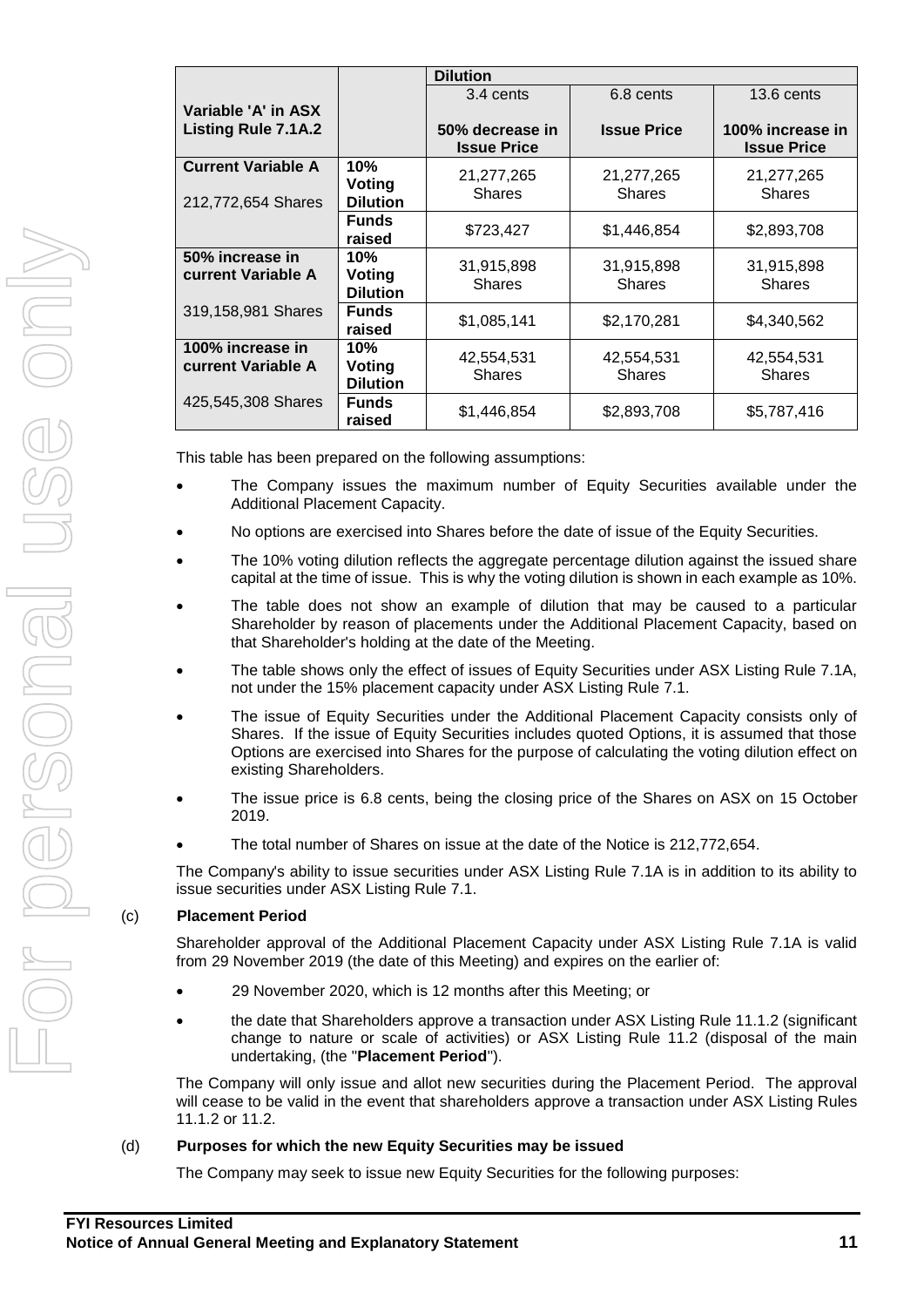| Variable 'A' in ASX Listing Rule 7.1A.2 | | Dilution | | |
|---|---|---|---|---|
| | | 3.4 cents<br><br>50% decrease in Issue Price | 6.8 cents<br><br>Issue Price | 13.6 cents<br><br>100% increase in Issue Price |
| **Current Variable A**<br><br>212,772,654 Shares | **10% Voting Dilution** | 21,277,265 Shares | 21,277,265 Shares | 21,277,265 Shares |
| | **Funds raised** | $723,427 | $1,446,854 | $2,893,708 |
| **50% increase in current Variable A**<br><br>319,158,981 Shares | **10% Voting Dilution** | 31,915,898 Shares | 31,915,898 Shares | 31,915,898 Shares |
| | **Funds raised** | $1,085,141 | $2,170,281 | $4,340,562 |
| **100% increase in current Variable A**<br><br>425,545,308 Shares | **10% Voting Dilution** | 42,554,531 Shares | 42,554,531 Shares | 42,554,531 Shares |
| | **Funds raised** | $1,446,854 | $2,893,708 | $5,787,416 |

This table has been prepared on the following assumptions:

- The Company issues the maximum number of Equity Securities available under the Additional Placement Capacity.
- No options are exercised into Shares before the date of issue of the Equity Securities.
- The 10% voting dilution reflects the aggregate percentage dilution against the issued share capital at the time of issue. This is why the voting dilution is shown in each example as 10%.
- The table does not show an example of dilution that may be caused to a particular Shareholder by reason of placements under the Additional Placement Capacity, based on that Shareholder's holding at the date of the Meeting.
- The table shows only the effect of issues of Equity Securities under ASX Listing Rule 7.1A, not under the 15% placement capacity under ASX Listing Rule 7.1.
- The issue of Equity Securities under the Additional Placement Capacity consists only of Shares. If the issue of Equity Securities includes quoted Options, it is assumed that those Options are exercised into Shares for the purpose of calculating the voting dilution effect on existing Shareholders.
- The issue price is 6.8 cents, being the closing price of the Shares on ASX on 15 October 2019.
- The total number of Shares on issue at the date of the Notice is 212,772,654.

The Company's ability to issue securities under ASX Listing Rule 7.1A is in addition to its ability to issue securities under ASX Listing Rule 7.1.

(c) **Placement Period**

Shareholder approval of the Additional Placement Capacity under ASX Listing Rule 7.1A is valid from 29 November 2019 (the date of this Meeting) and expires on the earlier of:

- 29 November 2020, which is 12 months after this Meeting; or
- the date that Shareholders approve a transaction under ASX Listing Rule 11.1.2 (significant change to nature or scale of activities) or ASX Listing Rule 11.2 (disposal of the main undertaking, (the "**Placement Period**").

The Company will only issue and allot new securities during the Placement Period. The approval will cease to be valid in the event that shareholders approve a transaction under ASX Listing Rules 11.1.2 or 11.2.

(d) **Purposes for which the new Equity Securities may be issued**

The Company may seek to issue new Equity Securities for the following purposes: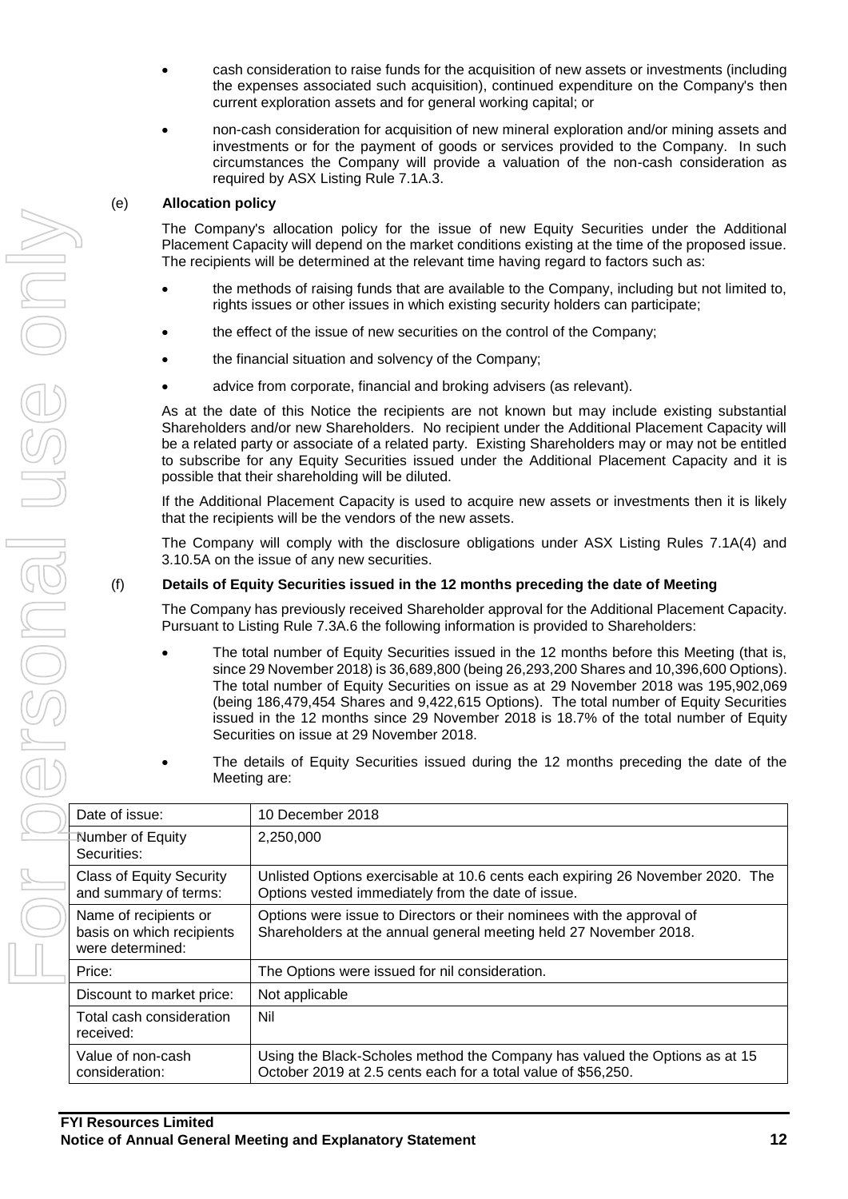- cash consideration to raise funds for the acquisition of new assets or investments (including the expenses associated such acquisition), continued expenditure on the Company's then current exploration assets and for general working capital; or
- non-cash consideration for acquisition of new mineral exploration and/or mining assets and investments or for the payment of goods or services provided to the Company. In such circumstances the Company will provide a valuation of the non-cash consideration as required by ASX Listing Rule 7.1A.3.

(e) **Allocation policy**

The Company's allocation policy for the issue of new Equity Securities under the Additional Placement Capacity will depend on the market conditions existing at the time of the proposed issue. The recipients will be determined at the relevant time having regard to factors such as:

- the methods of raising funds that are available to the Company, including but not limited to, rights issues or other issues in which existing security holders can participate;
- the effect of the issue of new securities on the control of the Company;
- the financial situation and solvency of the Company;
- advice from corporate, financial and broking advisers (as relevant).

As at the date of this Notice the recipients are not known but may include existing substantial Shareholders and/or new Shareholders. No recipient under the Additional Placement Capacity will be a related party or associate of a related party. Existing Shareholders may or may not be entitled to subscribe for any Equity Securities issued under the Additional Placement Capacity and it is possible that their shareholding will be diluted.

If the Additional Placement Capacity is used to acquire new assets or investments then it is likely that the recipients will be the vendors of the new assets.

The Company will comply with the disclosure obligations under ASX Listing Rules 7.1A(4) and 3.10.5A on the issue of any new securities.

(f) **Details of Equity Securities issued in the 12 months preceding the date of Meeting**

The Company has previously received Shareholder approval for the Additional Placement Capacity. Pursuant to Listing Rule 7.3A.6 the following information is provided to Shareholders:

- The total number of Equity Securities issued in the 12 months before this Meeting (that is, since 29 November 2018) is 36,689,800 (being 26,293,200 Shares and 10,396,600 Options). The total number of Equity Securities on issue as at 29 November 2018 was 195,902,069 (being 186,479,454 Shares and 9,422,615 Options). The total number of Equity Securities issued in the 12 months since 29 November 2018 is 18.7% of the total number of Equity Securities on issue at 29 November 2018.
- The details of Equity Securities issued during the 12 months preceding the date of the Meeting are:

| | |
|---|---|
| Date of issue: | 10 December 2018 |
| Number of Equity Securities: | 2,250,000 |
| Class of Equity Security and summary of terms: | Unlisted Options exercisable at 10.6 cents each expiring 26 November 2020. The Options vested immediately from the date of issue. |
| Name of recipients or basis on which recipients were determined: | Options were issue to Directors or their nominees with the approval of Shareholders at the annual general meeting held 27 November 2018. |
| Price: | The Options were issued for nil consideration. |
| Discount to market price: | Not applicable |
| Total cash consideration received: | Nil |
| Value of non-cash consideration: | Using the Black-Scholes method the Company has valued the Options as at 15 October 2019 at 2.5 cents each for a total value of $56,250. |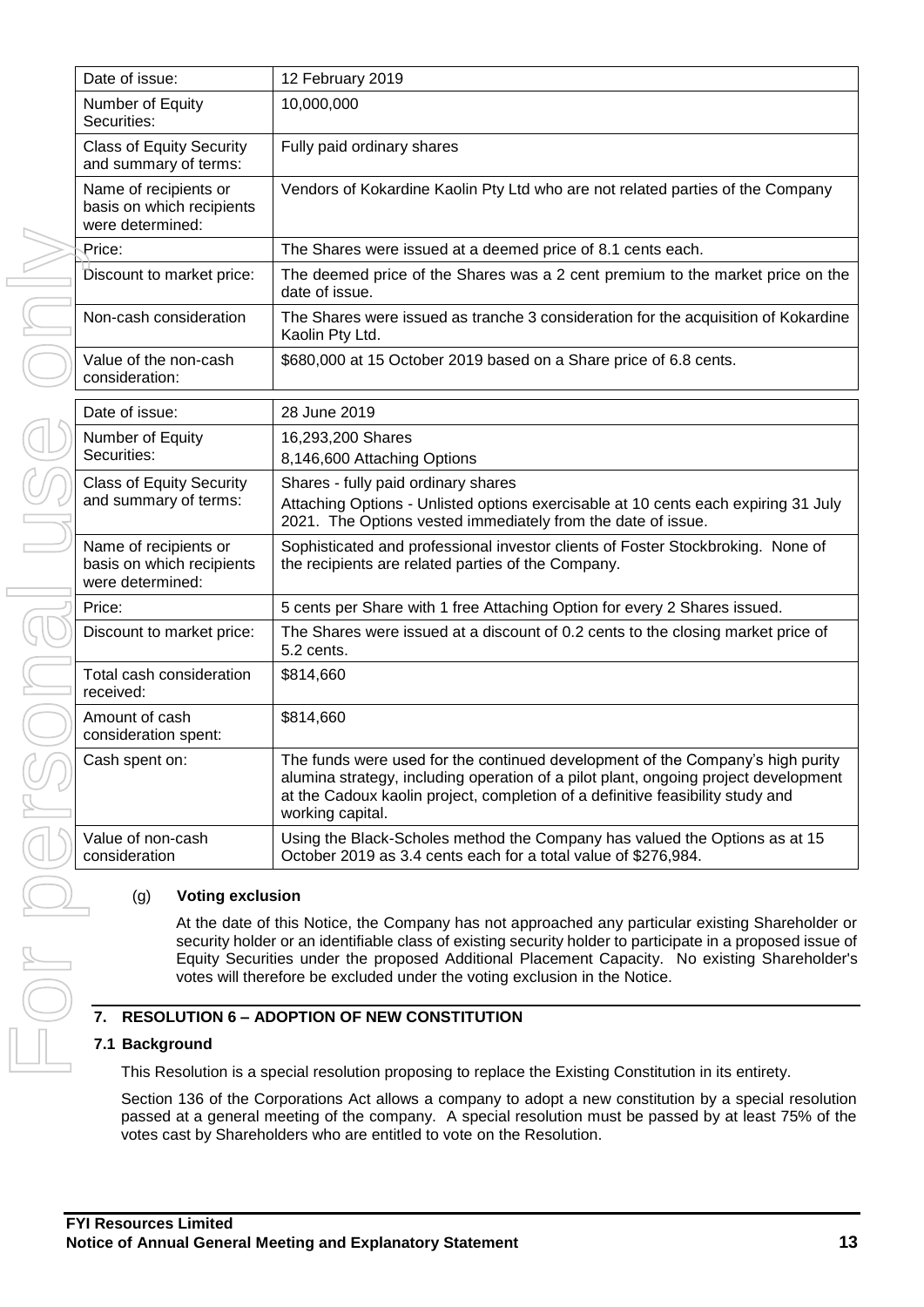| | |
|---|---|
| Date of issue: | 12 February 2019 |
| Number of Equity Securities: | 10,000,000 |
| Class of Equity Security and summary of terms: | Fully paid ordinary shares |
| Name of recipients or basis on which recipients were determined: | Vendors of Kokardine Kaolin Pty Ltd who are not related parties of the Company |
| Price: | The Shares were issued at a deemed price of 8.1 cents each. |
| Discount to market price: | The deemed price of the Shares was a 2 cent premium to the market price on the date of issue. |
| Non-cash consideration | The Shares were issued as tranche 3 consideration for the acquisition of Kokardine Kaolin Pty Ltd. |
| Value of the non-cash consideration: | $680,000 at 15 October 2019 based on a Share price of 6.8 cents. |

| | |
|---|---|
| Date of issue: | 28 June 2019 |
| Number of Equity Securities: | 16,293,200 Shares<br>8,146,600 Attaching Options |
| Class of Equity Security and summary of terms: | Shares - fully paid ordinary shares<br>Attaching Options - Unlisted options exercisable at 10 cents each expiring 31 July 2021. The Options vested immediately from the date of issue. |
| Name of recipients or basis on which recipients were determined: | Sophisticated and professional investor clients of Foster Stockbroking. None of the recipients are related parties of the Company. |
| Price: | 5 cents per Share with 1 free Attaching Option for every 2 Shares issued. |
| Discount to market price: | The Shares were issued at a discount of 0.2 cents to the closing market price of 5.2 cents. |
| Total cash consideration received: | $814,660 |
| Amount of cash consideration spent: | $814,660 |
| Cash spent on: | The funds were used for the continued development of the Company's high purity alumina strategy, including operation of a pilot plant, ongoing project development at the Cadoux kaolin project, completion of a definitive feasibility study and working capital. |
| Value of non-cash consideration | Using the Black-Scholes method the Company has valued the Options as at 15 October 2019 as 3.4 cents each for a total value of $276,984. |

(g) **Voting exclusion**

At the date of this Notice, the Company has not approached any particular existing Shareholder or security holder or an identifiable class of existing security holder to participate in a proposed issue of Equity Securities under the proposed Additional Placement Capacity. No existing Shareholder's votes will therefore be excluded under the voting exclusion in the Notice.

## 7. RESOLUTION 6 – ADOPTION OF NEW CONSTITUTION

### 7.1 Background

This Resolution is a special resolution proposing to replace the Existing Constitution in its entirety.

Section 136 of the Corporations Act allows a company to adopt a new constitution by a special resolution passed at a general meeting of the company. A special resolution must be passed by at least 75% of the votes cast by Shareholders who are entitled to vote on the Resolution.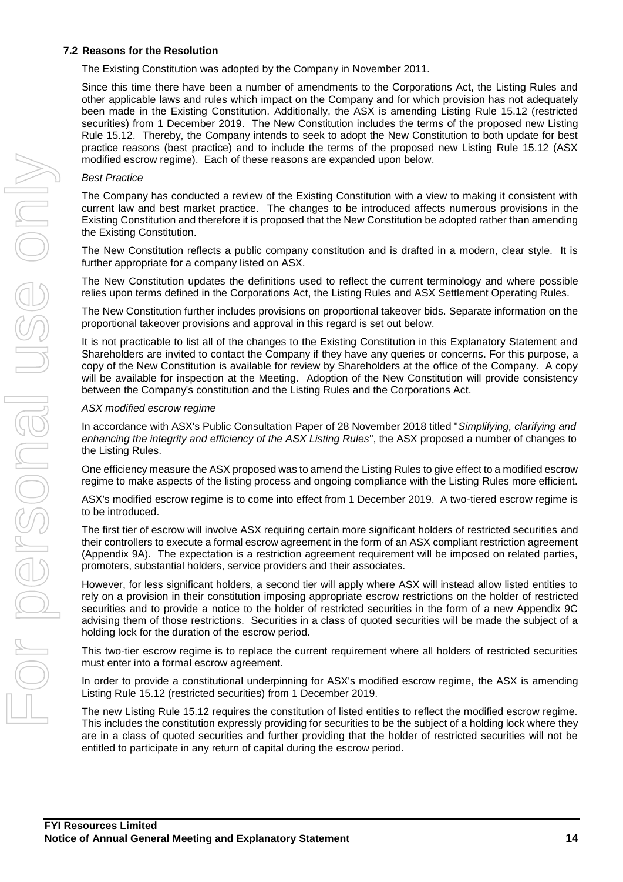### 7.2 Reasons for the Resolution

The Existing Constitution was adopted by the Company in November 2011.

Since this time there have been a number of amendments to the Corporations Act, the Listing Rules and other applicable laws and rules which impact on the Company and for which provision has not adequately been made in the Existing Constitution. Additionally, the ASX is amending Listing Rule 15.12 (restricted securities) from 1 December 2019. The New Constitution includes the terms of the proposed new Listing Rule 15.12. Thereby, the Company intends to seek to adopt the New Constitution to both update for best practice reasons (best practice) and to include the terms of the proposed new Listing Rule 15.12 (ASX modified escrow regime). Each of these reasons are expanded upon below.

*Best Practice*

The Company has conducted a review of the Existing Constitution with a view to making it consistent with current law and best market practice. The changes to be introduced affects numerous provisions in the Existing Constitution and therefore it is proposed that the New Constitution be adopted rather than amending the Existing Constitution.

The New Constitution reflects a public company constitution and is drafted in a modern, clear style. It is further appropriate for a company listed on ASX.

The New Constitution updates the definitions used to reflect the current terminology and where possible relies upon terms defined in the Corporations Act, the Listing Rules and ASX Settlement Operating Rules.

The New Constitution further includes provisions on proportional takeover bids. Separate information on the proportional takeover provisions and approval in this regard is set out below.

It is not practicable to list all of the changes to the Existing Constitution in this Explanatory Statement and Shareholders are invited to contact the Company if they have any queries or concerns. For this purpose, a copy of the New Constitution is available for review by Shareholders at the office of the Company. A copy will be available for inspection at the Meeting. Adoption of the New Constitution will provide consistency between the Company's constitution and the Listing Rules and the Corporations Act.

*ASX modified escrow regime*

In accordance with ASX's Public Consultation Paper of 28 November 2018 titled "*Simplifying, clarifying and enhancing the integrity and efficiency of the ASX Listing Rules*", the ASX proposed a number of changes to the Listing Rules.

One efficiency measure the ASX proposed was to amend the Listing Rules to give effect to a modified escrow regime to make aspects of the listing process and ongoing compliance with the Listing Rules more efficient.

ASX's modified escrow regime is to come into effect from 1 December 2019. A two-tiered escrow regime is to be introduced.

The first tier of escrow will involve ASX requiring certain more significant holders of restricted securities and their controllers to execute a formal escrow agreement in the form of an ASX compliant restriction agreement (Appendix 9A). The expectation is a restriction agreement requirement will be imposed on related parties, promoters, substantial holders, service providers and their associates.

However, for less significant holders, a second tier will apply where ASX will instead allow listed entities to rely on a provision in their constitution imposing appropriate escrow restrictions on the holder of restricted securities and to provide a notice to the holder of restricted securities in the form of a new Appendix 9C advising them of those restrictions. Securities in a class of quoted securities will be made the subject of a holding lock for the duration of the escrow period.

This two-tier escrow regime is to replace the current requirement where all holders of restricted securities must enter into a formal escrow agreement.

In order to provide a constitutional underpinning for ASX's modified escrow regime, the ASX is amending Listing Rule 15.12 (restricted securities) from 1 December 2019.

The new Listing Rule 15.12 requires the constitution of listed entities to reflect the modified escrow regime. This includes the constitution expressly providing for securities to be the subject of a holding lock where they are in a class of quoted securities and further providing that the holder of restricted securities will not be entitled to participate in any return of capital during the escrow period.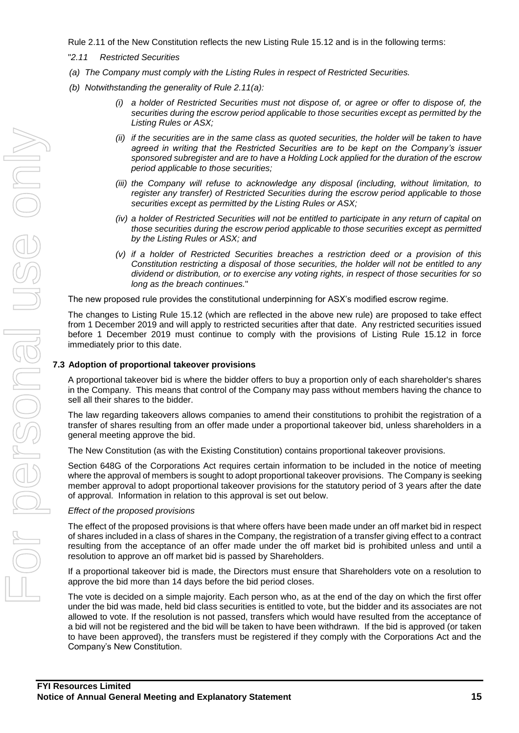Rule 2.11 of the New Constitution reflects the new Listing Rule 15.12 and is in the following terms:

"*2.11 Restricted Securities*

*(a) The Company must comply with the Listing Rules in respect of Restricted Securities.*

*(b) Notwithstanding the generality of Rule 2.11(a):*

- *(i) a holder of Restricted Securities must not dispose of, or agree or offer to dispose of, the securities during the escrow period applicable to those securities except as permitted by the Listing Rules or ASX;*
- *(ii) if the securities are in the same class as quoted securities, the holder will be taken to have agreed in writing that the Restricted Securities are to be kept on the Company's issuer sponsored subregister and are to have a Holding Lock applied for the duration of the escrow period applicable to those securities;*
- *(iii) the Company will refuse to acknowledge any disposal (including, without limitation, to register any transfer) of Restricted Securities during the escrow period applicable to those securities except as permitted by the Listing Rules or ASX;*
- *(iv) a holder of Restricted Securities will not be entitled to participate in any return of capital on those securities during the escrow period applicable to those securities except as permitted by the Listing Rules or ASX; and*
- *(v) if a holder of Restricted Securities breaches a restriction deed or a provision of this Constitution restricting a disposal of those securities, the holder will not be entitled to any dividend or distribution, or to exercise any voting rights, in respect of those securities for so long as the breach continues.*"

The new proposed rule provides the constitutional underpinning for ASX's modified escrow regime.

The changes to Listing Rule 15.12 (which are reflected in the above new rule) are proposed to take effect from 1 December 2019 and will apply to restricted securities after that date. Any restricted securities issued before 1 December 2019 must continue to comply with the provisions of Listing Rule 15.12 in force immediately prior to this date.

### 7.3 Adoption of proportional takeover provisions

A proportional takeover bid is where the bidder offers to buy a proportion only of each shareholder's shares in the Company. This means that control of the Company may pass without members having the chance to sell all their shares to the bidder.

The law regarding takeovers allows companies to amend their constitutions to prohibit the registration of a transfer of shares resulting from an offer made under a proportional takeover bid, unless shareholders in a general meeting approve the bid.

The New Constitution (as with the Existing Constitution) contains proportional takeover provisions.

Section 648G of the Corporations Act requires certain information to be included in the notice of meeting where the approval of members is sought to adopt proportional takeover provisions. The Company is seeking member approval to adopt proportional takeover provisions for the statutory period of 3 years after the date of approval. Information in relation to this approval is set out below.

*Effect of the proposed provisions*

The effect of the proposed provisions is that where offers have been made under an off market bid in respect of shares included in a class of shares in the Company, the registration of a transfer giving effect to a contract resulting from the acceptance of an offer made under the off market bid is prohibited unless and until a resolution to approve an off market bid is passed by Shareholders.

If a proportional takeover bid is made, the Directors must ensure that Shareholders vote on a resolution to approve the bid more than 14 days before the bid period closes.

The vote is decided on a simple majority. Each person who, as at the end of the day on which the first offer under the bid was made, held bid class securities is entitled to vote, but the bidder and its associates are not allowed to vote. If the resolution is not passed, transfers which would have resulted from the acceptance of a bid will not be registered and the bid will be taken to have been withdrawn. If the bid is approved (or taken to have been approved), the transfers must be registered if they comply with the Corporations Act and the Company's New Constitution.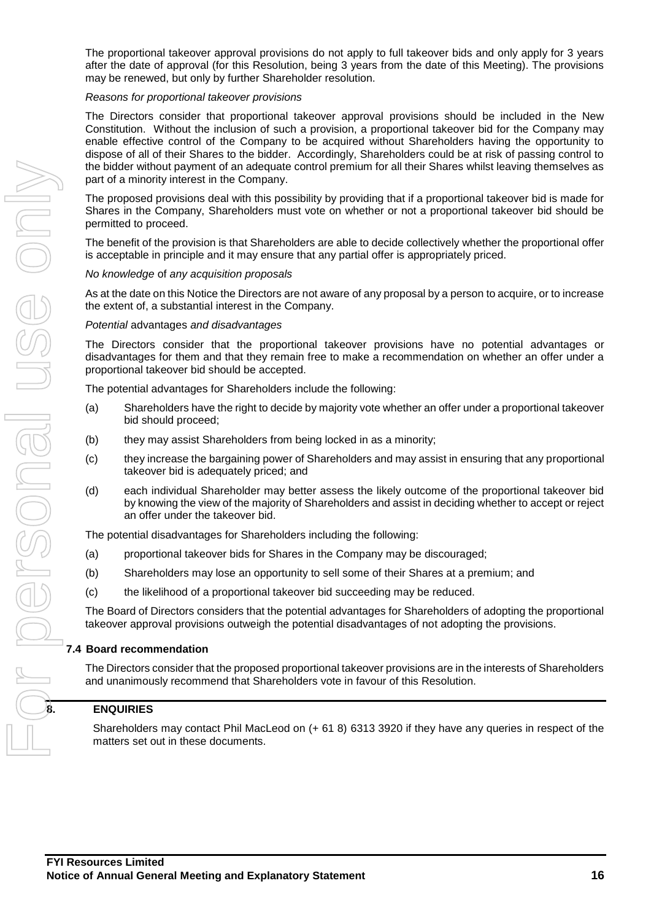The proportional takeover approval provisions do not apply to full takeover bids and only apply for 3 years after the date of approval (for this Resolution, being 3 years from the date of this Meeting). The provisions may be renewed, but only by further Shareholder resolution.

*Reasons for proportional takeover provisions*

The Directors consider that proportional takeover approval provisions should be included in the New Constitution. Without the inclusion of such a provision, a proportional takeover bid for the Company may enable effective control of the Company to be acquired without Shareholders having the opportunity to dispose of all of their Shares to the bidder. Accordingly, Shareholders could be at risk of passing control to the bidder without payment of an adequate control premium for all their Shares whilst leaving themselves as part of a minority interest in the Company.

The proposed provisions deal with this possibility by providing that if a proportional takeover bid is made for Shares in the Company, Shareholders must vote on whether or not a proportional takeover bid should be permitted to proceed.

The benefit of the provision is that Shareholders are able to decide collectively whether the proportional offer is acceptable in principle and it may ensure that any partial offer is appropriately priced.

*No knowledge* of *any acquisition proposals*

As at the date on this Notice the Directors are not aware of any proposal by a person to acquire, or to increase the extent of, a substantial interest in the Company.

*Potential* advantages *and disadvantages*

The Directors consider that the proportional takeover provisions have no potential advantages or disadvantages for them and that they remain free to make a recommendation on whether an offer under a proportional takeover bid should be accepted.

The potential advantages for Shareholders include the following:

(a) Shareholders have the right to decide by majority vote whether an offer under a proportional takeover bid should proceed;

(b) they may assist Shareholders from being locked in as a minority;

(c) they increase the bargaining power of Shareholders and may assist in ensuring that any proportional takeover bid is adequately priced; and

(d) each individual Shareholder may better assess the likely outcome of the proportional takeover bid by knowing the view of the majority of Shareholders and assist in deciding whether to accept or reject an offer under the takeover bid.

The potential disadvantages for Shareholders including the following:

(a) proportional takeover bids for Shares in the Company may be discouraged;

(b) Shareholders may lose an opportunity to sell some of their Shares at a premium; and

(c) the likelihood of a proportional takeover bid succeeding may be reduced.

The Board of Directors considers that the potential advantages for Shareholders of adopting the proportional takeover approval provisions outweigh the potential disadvantages of not adopting the provisions.

### 7.4 Board recommendation

The Directors consider that the proposed proportional takeover provisions are in the interests of Shareholders and unanimously recommend that Shareholders vote in favour of this Resolution.

## 8. ENQUIRIES

Shareholders may contact Phil MacLeod on (+ 61 8) 6313 3920 if they have any queries in respect of the matters set out in these documents.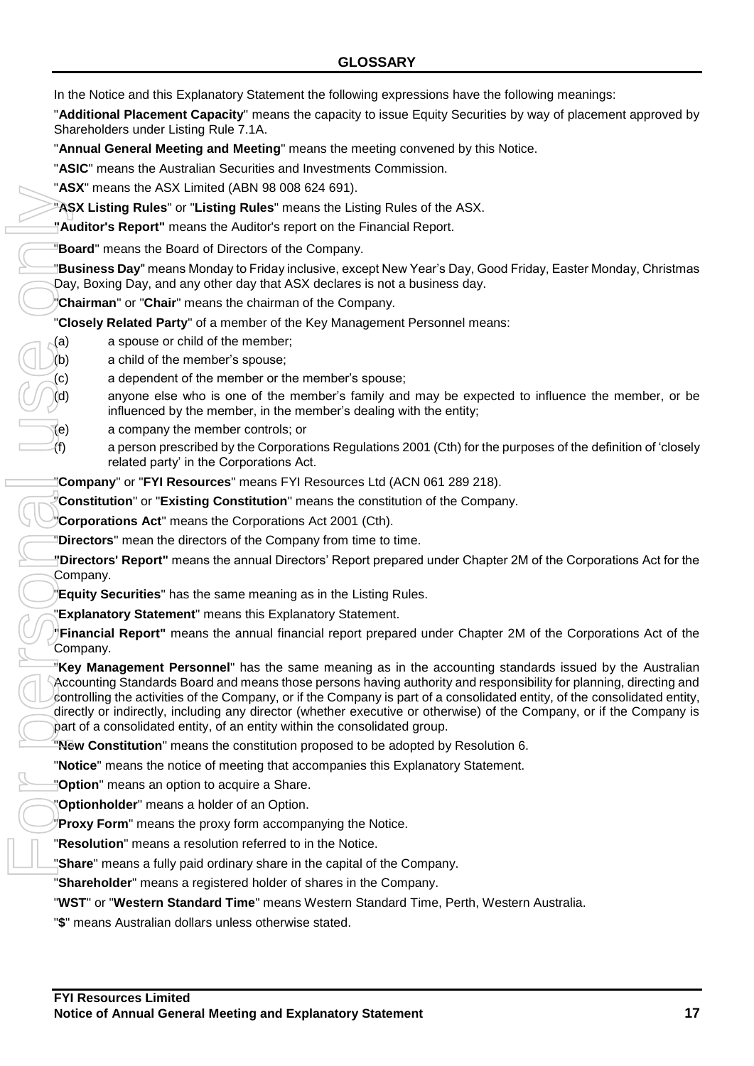# GLOSSARY

In the Notice and this Explanatory Statement the following expressions have the following meanings:

"**Additional Placement Capacity**" means the capacity to issue Equity Securities by way of placement approved by Shareholders under Listing Rule 7.1A.

"**Annual General Meeting and Meeting**" means the meeting convened by this Notice.

"**ASIC**" means the Australian Securities and Investments Commission.

"**ASX**" means the ASX Limited (ABN 98 008 624 691).

"**ASX Listing Rules**" or "**Listing Rules**" means the Listing Rules of the ASX.

**"Auditor's Report"** means the Auditor's report on the Financial Report.

"**Board**" means the Board of Directors of the Company.

"**Business Day**" means Monday to Friday inclusive, except New Year's Day, Good Friday, Easter Monday, Christmas Day, Boxing Day, and any other day that ASX declares is not a business day.

"**Chairman**" or "**Chair**" means the chairman of the Company.

"**Closely Related Party**" of a member of the Key Management Personnel means:

(a) a spouse or child of the member;

(b) a child of the member's spouse;

(c) a dependent of the member or the member's spouse;

(d) anyone else who is one of the member's family and may be expected to influence the member, or be influenced by the member, in the member's dealing with the entity;

(e) a company the member controls; or

(f) a person prescribed by the Corporations Regulations 2001 (Cth) for the purposes of the definition of 'closely related party' in the Corporations Act.

"**Company**" or "**FYI Resources**" means FYI Resources Ltd (ACN 061 289 218).

"**Constitution**" or "**Existing Constitution**" means the constitution of the Company.

"**Corporations Act**" means the Corporations Act 2001 (Cth).

"**Directors**" mean the directors of the Company from time to time.

**"Directors' Report"** means the annual Directors' Report prepared under Chapter 2M of the Corporations Act for the Company.

"**Equity Securities**" has the same meaning as in the Listing Rules.

"**Explanatory Statement**" means this Explanatory Statement.

**"Financial Report"** means the annual financial report prepared under Chapter 2M of the Corporations Act of the Company.

"**Key Management Personnel**" has the same meaning as in the accounting standards issued by the Australian Accounting Standards Board and means those persons having authority and responsibility for planning, directing and controlling the activities of the Company, or if the Company is part of a consolidated entity, of the consolidated entity, directly or indirectly, including any director (whether executive or otherwise) of the Company, or if the Company is part of a consolidated entity, of an entity within the consolidated group.

"**New Constitution**" means the constitution proposed to be adopted by Resolution 6.

"**Notice**" means the notice of meeting that accompanies this Explanatory Statement.

"**Option**" means an option to acquire a Share.

"**Optionholder**" means a holder of an Option.

"**Proxy Form**" means the proxy form accompanying the Notice.

"**Resolution**" means a resolution referred to in the Notice.

"**Share**" means a fully paid ordinary share in the capital of the Company.

"**Shareholder**" means a registered holder of shares in the Company.

"**WST**" or "**Western Standard Time**" means Western Standard Time, Perth, Western Australia.

"**$**" means Australian dollars unless otherwise stated.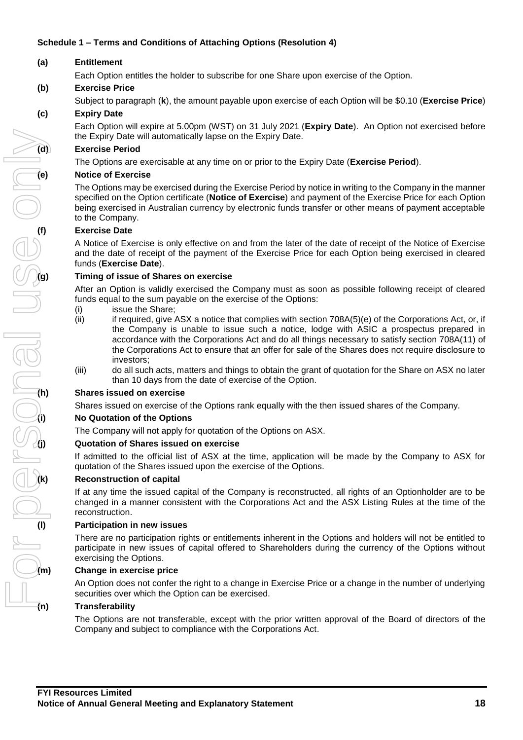## Schedule 1 – Terms and Conditions of Attaching Options (Resolution 4)

**(a) Entitlement**

Each Option entitles the holder to subscribe for one Share upon exercise of the Option.

**(b) Exercise Price**

Subject to paragraph (**k**), the amount payable upon exercise of each Option will be $0.10 (**Exercise Price**)

**(c) Expiry Date**

Each Option will expire at 5.00pm (WST) on 31 July 2021 (**Expiry Date**). An Option not exercised before the Expiry Date will automatically lapse on the Expiry Date.

**(d) Exercise Period**

The Options are exercisable at any time on or prior to the Expiry Date (**Exercise Period**).

**(e) Notice of Exercise**

The Options may be exercised during the Exercise Period by notice in writing to the Company in the manner specified on the Option certificate (**Notice of Exercise**) and payment of the Exercise Price for each Option being exercised in Australian currency by electronic funds transfer or other means of payment acceptable to the Company.

**(f) Exercise Date**

A Notice of Exercise is only effective on and from the later of the date of receipt of the Notice of Exercise and the date of receipt of the payment of the Exercise Price for each Option being exercised in cleared funds (**Exercise Date**).

**(g) Timing of issue of Shares on exercise**

After an Option is validly exercised the Company must as soon as possible following receipt of cleared funds equal to the sum payable on the exercise of the Options:

(i) issue the Share;

(ii) if required, give ASX a notice that complies with section 708A(5)(e) of the Corporations Act, or, if the Company is unable to issue such a notice, lodge with ASIC a prospectus prepared in accordance with the Corporations Act and do all things necessary to satisfy section 708A(11) of the Corporations Act to ensure that an offer for sale of the Shares does not require disclosure to investors;

(iii) do all such acts, matters and things to obtain the grant of quotation for the Share on ASX no later than 10 days from the date of exercise of the Option.

**(h) Shares issued on exercise**

Shares issued on exercise of the Options rank equally with the then issued shares of the Company.

**(i) No Quotation of the Options**

The Company will not apply for quotation of the Options on ASX.

**(j) Quotation of Shares issued on exercise**

If admitted to the official list of ASX at the time, application will be made by the Company to ASX for quotation of the Shares issued upon the exercise of the Options.

**(k) Reconstruction of capital**

If at any time the issued capital of the Company is reconstructed, all rights of an Optionholder are to be changed in a manner consistent with the Corporations Act and the ASX Listing Rules at the time of the reconstruction.

**(l) Participation in new issues**

There are no participation rights or entitlements inherent in the Options and holders will not be entitled to participate in new issues of capital offered to Shareholders during the currency of the Options without exercising the Options.

**(m) Change in exercise price**

An Option does not confer the right to a change in Exercise Price or a change in the number of underlying securities over which the Option can be exercised.

**(n) Transferability**

The Options are not transferable, except with the prior written approval of the Board of directors of the Company and subject to compliance with the Corporations Act.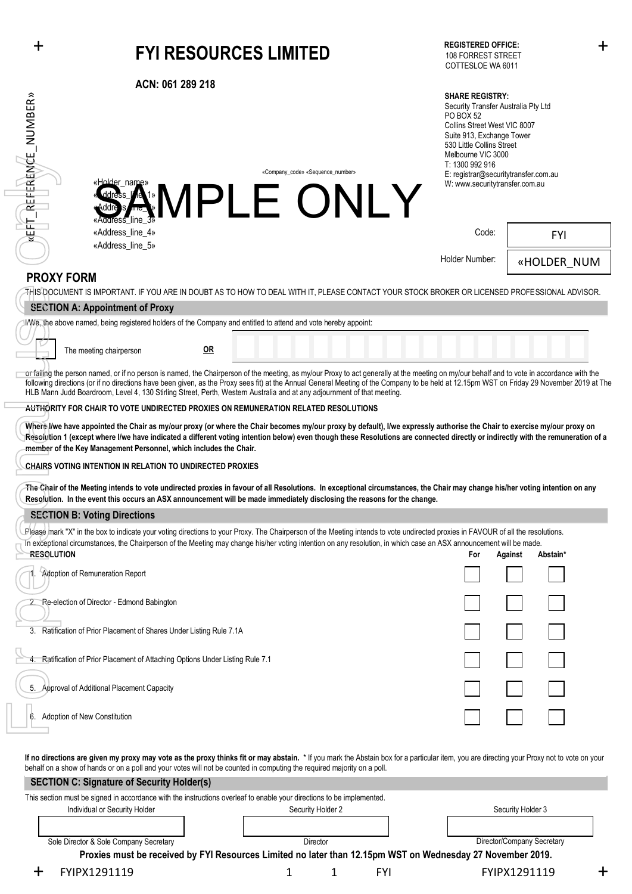# FYI RESOURCES LIMITED

**ACN: 061 289 218**

**REGISTERED OFFICE:**
108 FORREST STREET
COTTESLOE WA 6011

**SHARE REGISTRY:**
Security Transfer Australia Pty Ltd
PO BOX 52
Collins Street West VIC 8007
Suite 913, Exchange Tower
530 Little Collins Street
Melbourne VIC 3000
T: 1300 992 916
E: registrar@securitytransfer.com.au
W: www.securitytransfer.com.au

«EFT_REFERENCE_NUMBER»

«Company_code» «Sequence_number»

«Holder_name»
«Address_line_1»
«Address_line_2»
«Address_line_3»
«Address_line_4»
«Address_line_5»

SAMPLE ONLY

Code: FYI

Holder Number: «HOLDER_NUM

## PROXY FORM

THIS DOCUMENT IS IMPORTANT. IF YOU ARE IN DOUBT AS TO HOW TO DEAL WITH IT, PLEASE CONTACT YOUR STOCK BROKER OR LICENSED PROFESSIONAL ADVISOR.

### SECTION A: Appointment of Proxy

I/We, the above named, being registered holders of the Company and entitled to attend and vote hereby appoint:

☐ The meeting chairperson **OR** ______________________

or failing the person named, or if no person is named, the Chairperson of the meeting, as my/our Proxy to act generally at the meeting on my/our behalf and to vote in accordance with the following directions (or if no directions have been given, as the Proxy sees fit) at the Annual General Meeting of the Company to be held at 12.15pm WST on Friday 29 November 2019 at The HLB Mann Judd Boardroom, Level 4, 130 Stirling Street, Perth, Western Australia and at any adjournment of that meeting.

**AUTHORITY FOR CHAIR TO VOTE UNDIRECTED PROXIES ON REMUNERATION RELATED RESOLUTIONS**

**Where I/we have appointed the Chair as my/our proxy (or where the Chair becomes my/our proxy by default), I/we expressly authorise the Chair to exercise my/our proxy on Resolution 1 (except where I/we have indicated a different voting intention below) even though these Resolutions are connected directly or indirectly with the remuneration of a member of the Key Management Personnel, which includes the Chair.**

**CHAIRS VOTING INTENTION IN RELATION TO UNDIRECTED PROXIES**

**The Chair of the Meeting intends to vote undirected proxies in favour of all Resolutions. In exceptional circumstances, the Chair may change his/her voting intention on any Resolution. In the event this occurs an ASX announcement will be made immediately disclosing the reasons for the change.**

### SECTION B: Voting Directions

Please mark "X" in the box to indicate your voting directions to your Proxy. The Chairperson of the Meeting intends to vote undirected proxies in FAVOUR of all the resolutions. In exceptional circumstances, the Chairperson of the Meeting may change his/her voting intention on any resolution, in which case an ASX announcement will be made.

| RESOLUTION | For | Against | Abstain* |
|---|---|---|---|
| 1. Adoption of Remuneration Report | ☐ | ☐ | ☐ |
| 2. Re-election of Director - Edmond Babington | ☐ | ☐ | ☐ |
| 3. Ratification of Prior Placement of Shares Under Listing Rule 7.1A | ☐ | ☐ | ☐ |
| 4. Ratification of Prior Placement of Attaching Options Under Listing Rule 7.1 | ☐ | ☐ | ☐ |
| 5. Approval of Additional Placement Capacity | ☐ | ☐ | ☐ |
| 6. Adoption of New Constitution | ☐ | ☐ | ☐ |

**If no directions are given my proxy may vote as the proxy thinks fit or may abstain.** * If you mark the Abstain box for a particular item, you are directing your Proxy not to vote on your behalf on a show of hands or on a poll and your votes will not be counted in computing the required majority on a poll.

### SECTION C: Signature of Security Holder(s)

This section must be signed in accordance with the instructions overleaf to enable your directions to be implemented.

| Individual or Security Holder | Security Holder 2 | Security Holder 3 |
|---|---|---|
| | | |
| Sole Director & Sole Company Secretary | Director | Director/Company Secretary |

**Proxies must be received by FYI Resources Limited no later than 12.15pm WST on Wednesday 27 November 2019.**

FYIPX1291119 1 1 FYI FYIPX1291119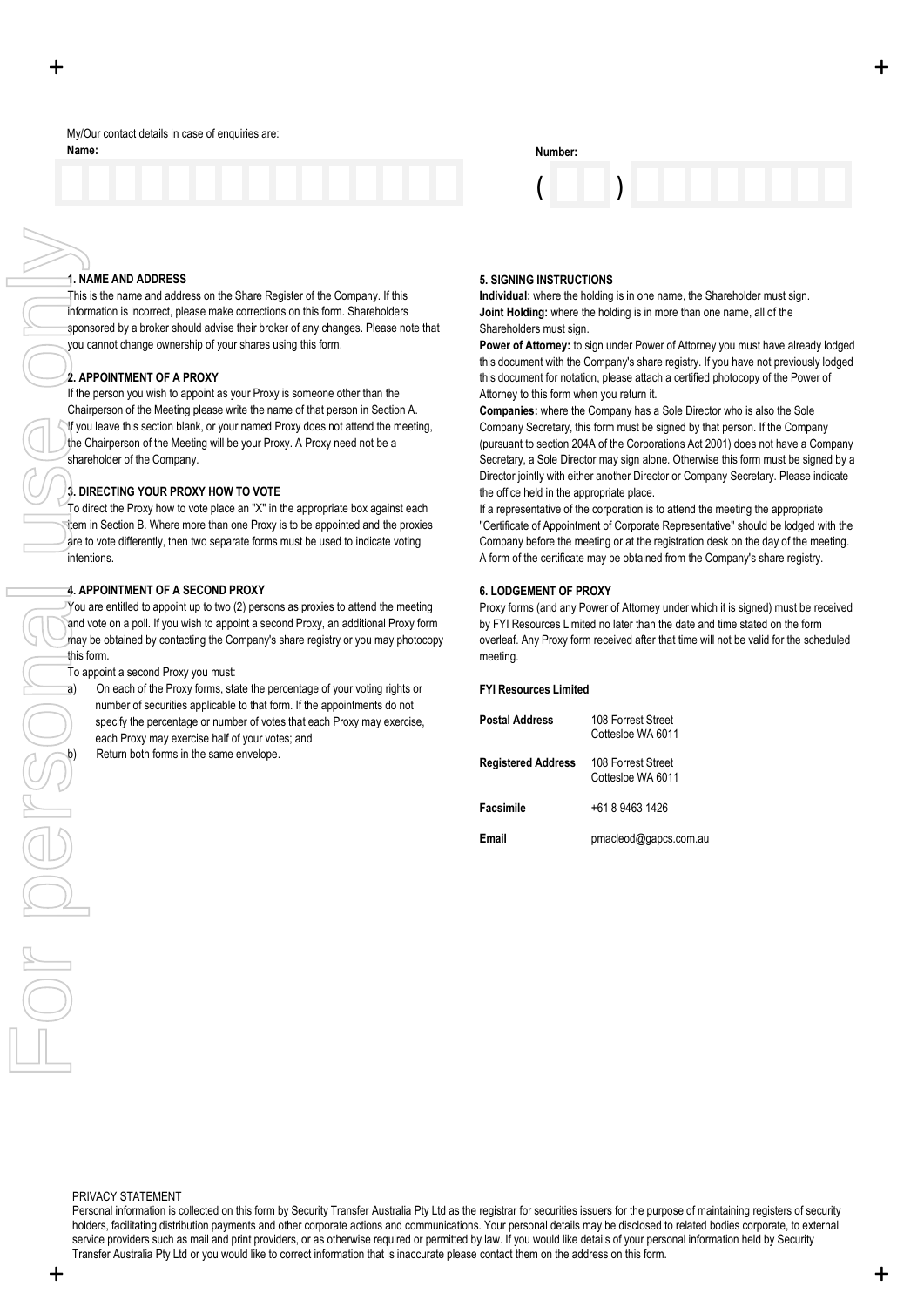My/Our contact details in case of enquiries are:

**Name:**

**Number:**

( )

**1. NAME AND ADDRESS**

This is the name and address on the Share Register of the Company. If this information is incorrect, please make corrections on this form. Shareholders sponsored by a broker should advise their broker of any changes. Please note that you cannot change ownership of your shares using this form.

**2. APPOINTMENT OF A PROXY**

If the person you wish to appoint as your Proxy is someone other than the Chairperson of the Meeting please write the name of that person in Section A. If you leave this section blank, or your named Proxy does not attend the meeting, the Chairperson of the Meeting will be your Proxy. A Proxy need not be a shareholder of the Company.

**3. DIRECTING YOUR PROXY HOW TO VOTE**

To direct the Proxy how to vote place an "X" in the appropriate box against each item in Section B. Where more than one Proxy is to be appointed and the proxies are to vote differently, then two separate forms must be used to indicate voting intentions.

**4. APPOINTMENT OF A SECOND PROXY**

You are entitled to appoint up to two (2) persons as proxies to attend the meeting and vote on a poll. If you wish to appoint a second Proxy, an additional Proxy form may be obtained by contacting the Company's share registry or you may photocopy this form.

To appoint a second Proxy you must:

a) On each of the Proxy forms, state the percentage of your voting rights or number of securities applicable to that form. If the appointments do not specify the percentage or number of votes that each Proxy may exercise, each Proxy may exercise half of your votes; and

b) Return both forms in the same envelope.

**5. SIGNING INSTRUCTIONS**

**Individual:** where the holding is in one name, the Shareholder must sign.

**Joint Holding:** where the holding is in more than one name, all of the Shareholders must sign.

**Power of Attorney:** to sign under Power of Attorney you must have already lodged this document with the Company's share registry. If you have not previously lodged this document for notation, please attach a certified photocopy of the Power of Attorney to this form when you return it.

**Companies:** where the Company has a Sole Director who is also the Sole Company Secretary, this form must be signed by that person. If the Company (pursuant to section 204A of the Corporations Act 2001) does not have a Company Secretary, a Sole Director may sign alone. Otherwise this form must be signed by a Director jointly with either another Director or Company Secretary. Please indicate the office held in the appropriate place.

If a representative of the corporation is to attend the meeting the appropriate "Certificate of Appointment of Corporate Representative" should be lodged with the Company before the meeting or at the registration desk on the day of the meeting. A form of the certificate may be obtained from the Company's share registry.

**6. LODGEMENT OF PROXY**

Proxy forms (and any Power of Attorney under which it is signed) must be received by FYI Resources Limited no later than the date and time stated on the form overleaf. Any Proxy form received after that time will not be valid for the scheduled meeting.

**FYI Resources Limited**

| | |
|---|---|
| **Postal Address** | 108 Forrest Street<br>Cottesloe WA 6011 |
| **Registered Address** | 108 Forrest Street<br>Cottesloe WA 6011 |
| **Facsimile** | +61 8 9463 1426 |
| **Email** | pmacleod@gapcs.com.au |

PRIVACY STATEMENT

Personal information is collected on this form by Security Transfer Australia Pty Ltd as the registrar for securities issuers for the purpose of maintaining registers of security holders, facilitating distribution payments and other corporate actions and communications. Your personal details may be disclosed to related bodies corporate, to external service providers such as mail and print providers, or as otherwise required or permitted by law. If you would like details of your personal information held by Security Transfer Australia Pty Ltd or you would like to correct information that is inaccurate please contact them on the address on this form.